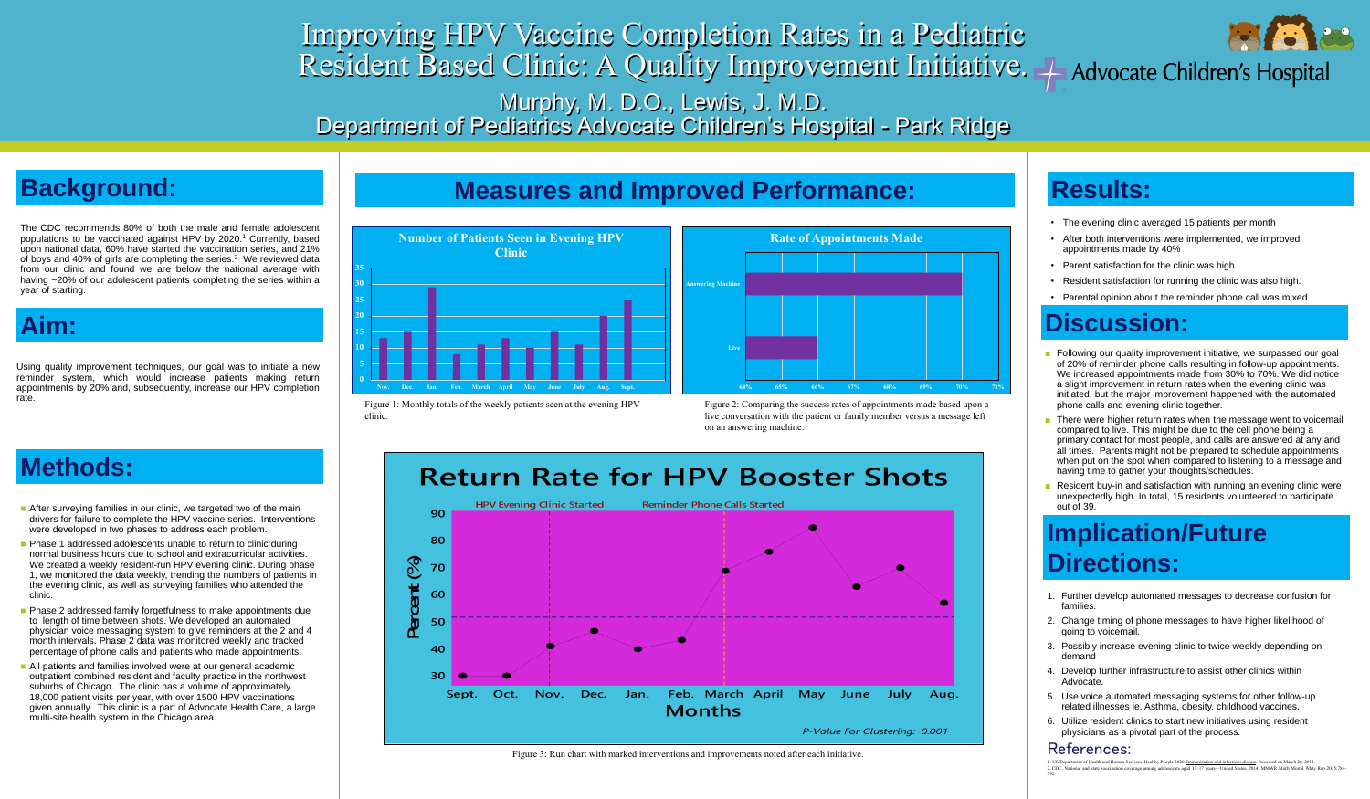# Improving HPV Vaccine Completion Rates in a Pediatric Resident Based Clinic: A Quality Improvement Initiative.

Advocate Children's Hospital

Murphy, M. D.O., Lewis, J. M.D.

Department of Pediatrics Advocate Children's Hospital - Park Ridge

## Background:

The CDC recommends 80% of both the male and female adolescent populations to be vaccinated against HPV by 2020.[1] Currently, based upon national data, 60% have started the vaccination series, and 21% of boys and 40% of girls are completing the series.[2] We reviewed data from our clinic and found we are below the national average with having ~20% of our adolescent patients completing the series within a year of starting.

## Aim:

Using quality improvement techniques, our goal was to initiate a new reminder system, which would increase patients making return appointments by 20% and, subsequently, increase our HPV completion rate.

## Methods:

- After surveying families in our clinic, we targeted two of the main drivers for failure to complete the HPV vaccine series. Interventions were developed in two phases to address each problem.
- Phase 1 addressed adolescents unable to return to clinic during normal business hours due to school and extracurricular activities. We created a weekly resident-run HPV evening clinic. During phase 1, we monitored the data weekly, trending the numbers of patients in the evening clinic, as well as surveying families who attended the clinic.
- Phase 2 addressed family forgetfulness to make appointments due to length of time between shots. We developed an automated physician voice messaging system to give reminders at the 2 and 4 month intervals. Phase 2 data was monitored weekly and tracked percentage of phone calls and patients who made appointments.
- All patients and families involved were at our general academic outpatient combined resident and faculty practice in the northwest suburbs of Chicago. The clinic has a volume of approximately 18,000 patient visits per year, with over 1500 HPV vaccinations given annually. This clinic is a part of Advocate Health Care, a large multi-site health system in the Chicago area.

## Measures and Improved Performance:

**Number of Patients Seen in Evening HPV Clinic**

Figure 1: Monthly totals of the weekly patients seen at the evening HPV clinic.

**Rate of Appointments Made**

Figure 2: Comparing the success rates of appointments made based upon a live conversation with the patient or family member versus a message left on an answering machine.

**Return Rate for HPV Booster Shots**

*P-Value For Clustering: 0.001*

Figure 3: Run chart with marked interventions and improvements noted after each initiative.

## Results:

- The evening clinic averaged 15 patients per month
- After both interventions were implemented, we improved appointments made by 40%
- Parent satisfaction for the clinic was high.
- Resident satisfaction for running the clinic was also high.
- Parental opinion about the reminder phone call was mixed.

## Discussion:

- Following our quality improvement initiative, we surpassed our goal of 20% of reminder phone calls resulting in follow-up appointments. We increased appointments made from 30% to 70%. We did notice a slight improvement in return rates when the evening clinic was initiated, but the major improvement happened with the automated phone calls and evening clinic together.
- There were higher return rates when the message went to voicemail compared to live. This might be due to the cell phone being a primary contact for most people, and calls are answered at any and all times. Parents might not be prepared to schedule appointments when put on the spot when compared to listening to a message and having time to gather your thoughts/schedules.
- Resident buy-in and satisfaction with running an evening clinic were unexpectedly high. In total, 15 residents volunteered to participate out of 39.

## Implication/Future Directions:

1. Further develop automated messages to decrease confusion for families.
2. Change timing of phone messages to have higher likelihood of going to voicemail.
3. Possibly increase evening clinic to twice weekly depending on demand
4. Develop further infrastructure to assist other clinics within Advocate.
5. Use voice automated messaging systems for other follow-up related illnesses ie. Asthma, obesity, childhood vaccines.
6. Utilize resident clinics to start new initiatives using resident physicians as a pivotal part of the process.

### References:

1. US Department of Health and Human Services. Healthy People 2020: Immunization and infectious disease. Accessed on March 20, 2011.
2. CDC. National and state vaccination coverage among adolescents aged 13–17 years—United States, 2014. MMWR Morb Mortal Wkly Rep 2015;784-792.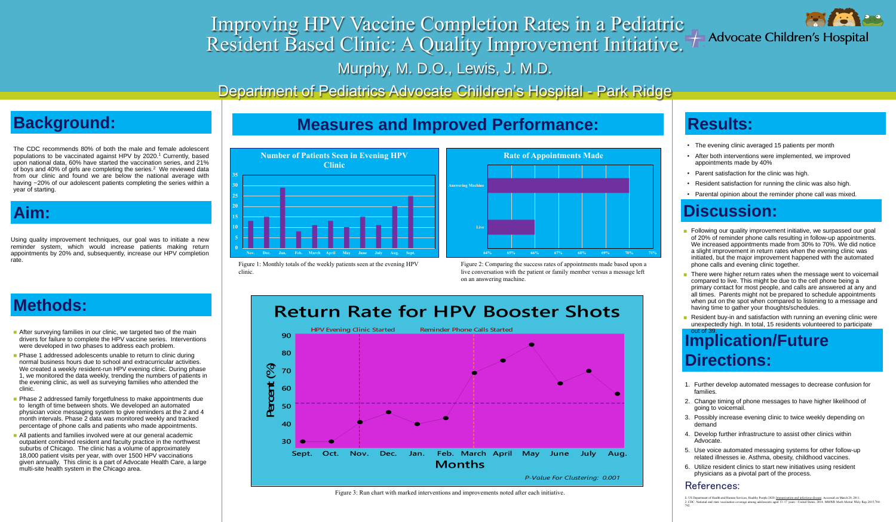# Improving HPV Vaccine Completion Rates in a Pediatric Resident Based Clinic: A Quality Improvement Initiative.

Advocate Children's Hospital

Murphy, M. D.O., Lewis, J. M.D.

Department of Pediatrics Advocate Children's Hospital - Park Ridge

## Background:

The CDC recommends 80% of both the male and female adolescent populations to be vaccinated against HPV by 2020.[1] Currently, based upon national data, 60% have started the vaccination series, and 21% of boys and 40% of girls are completing the series.[2] We reviewed data from our clinic and found we are below the national average with having ~20% of our adolescent patients completing the series within a year of starting.

## Aim:

Using quality improvement techniques, our goal was to initiate a new reminder system, which would increase patients making return appointments by 20% and, subsequently, increase our HPV completion rate.

## Methods:

- After surveying families in our clinic, we targeted two of the main drivers for failure to complete the HPV vaccine series. Interventions were developed in two phases to address each problem.
- Phase 1 addressed adolescents unable to return to clinic during normal business hours due to school and extracurricular activities. We created a weekly resident-run HPV evening clinic. During phase 1, we monitored the data weekly, trending the numbers of patients in the evening clinic, as well as surveying families who attended the clinic.
- Phase 2 addressed family forgetfulness to make appointments due to length of time between shots. We developed an automated physician voice messaging system to give reminders at the 2 and 4 month intervals. Phase 2 data was monitored weekly and tracked percentage of phone calls and patients who made appointments.
- All patients and families involved were at our general academic outpatient combined resident and faculty practice in the northwest suburbs of Chicago. The clinic has a volume of approximately 18,000 patient visits per year, with over 1500 HPV vaccinations given annually. This clinic is a part of Advocate Health Care, a large multi-site health system in the Chicago area.

## Measures and Improved Performance:

Number of Patients Seen in Evening HPV Clinic

35
30
25
20
15
10
5
0

Nov. Dec. Jan. Feb. March April May June July Aug. Sept.

Figure 1: Monthly totals of the weekly patients seen at the evening HPV clinic.

Rate of Appointments Made

Answering Machine

Live

64% 65% 66% 67% 68% 69% 70% 71%

Figure 2: Comparing the success rates of appointments made based upon a live conversation with the patient or family member versus a message left on an answering machine.

Return Rate for HPV Booster Shots

HPV Evening Clinic Started

Reminder Phone Calls Started

Percent (%)

90
80
70
60
50
40
30

Sept. Oct. Nov. Dec. Jan. Feb. March April May June July Aug.

Months

*P-Value For Clustering: 0.001*

Figure 3: Run chart with marked interventions and improvements noted after each initiative.

## Results:

- The evening clinic averaged 15 patients per month
- After both interventions were implemented, we improved appointments made by 40%
- Parent satisfaction for the clinic was high.
- Resident satisfaction for running the clinic was also high.
- Parental opinion about the reminder phone call was mixed.

## Discussion:

- Following our quality improvement initiative, we surpassed our goal of 20% of reminder phone calls resulting in follow-up appointments. We increased appointments made from 30% to 70%. We did notice a slight improvement in return rates when the evening clinic was initiated, but the major improvement happened with the automated phone calls and evening clinic together.
- There were higher return rates when the message went to voicemail compared to live. This might be due to the cell phone being a primary contact for most people, and calls are answered at any and all times. Parents might not be prepared to schedule appointments when put on the spot when compared to listening to a message and having time to gather your thoughts/schedules.
- Resident buy-in and satisfaction with running an evening clinic were unexpectedly high. In total, 15 residents volunteered to participate out of 39.

## Implication/Future Directions:

1. Further develop automated messages to decrease confusion for families.
2. Change timing of phone messages to have higher likelihood of going to voicemail.
3. Possibly increase evening clinic to twice weekly depending on demand
4. Develop further infrastructure to assist other clinics within Advocate.
5. Use voice automated messaging systems for other follow-up related illnesses ie. Asthma, obesity, childhood vaccines.
6. Utilize resident clinics to start new initiatives using resident physicians as a pivotal part of the process.

### References:

1. US Department of Health and Human Services. Healthy People 2020: Immunization and infectious disease. Accessed on March 20, 2011.
2. CDC. National and state vaccination coverage among adolescents aged 13–17 years—United States, 2014. MMWR Morb Mortal Wkly Rep 2015;784–792.